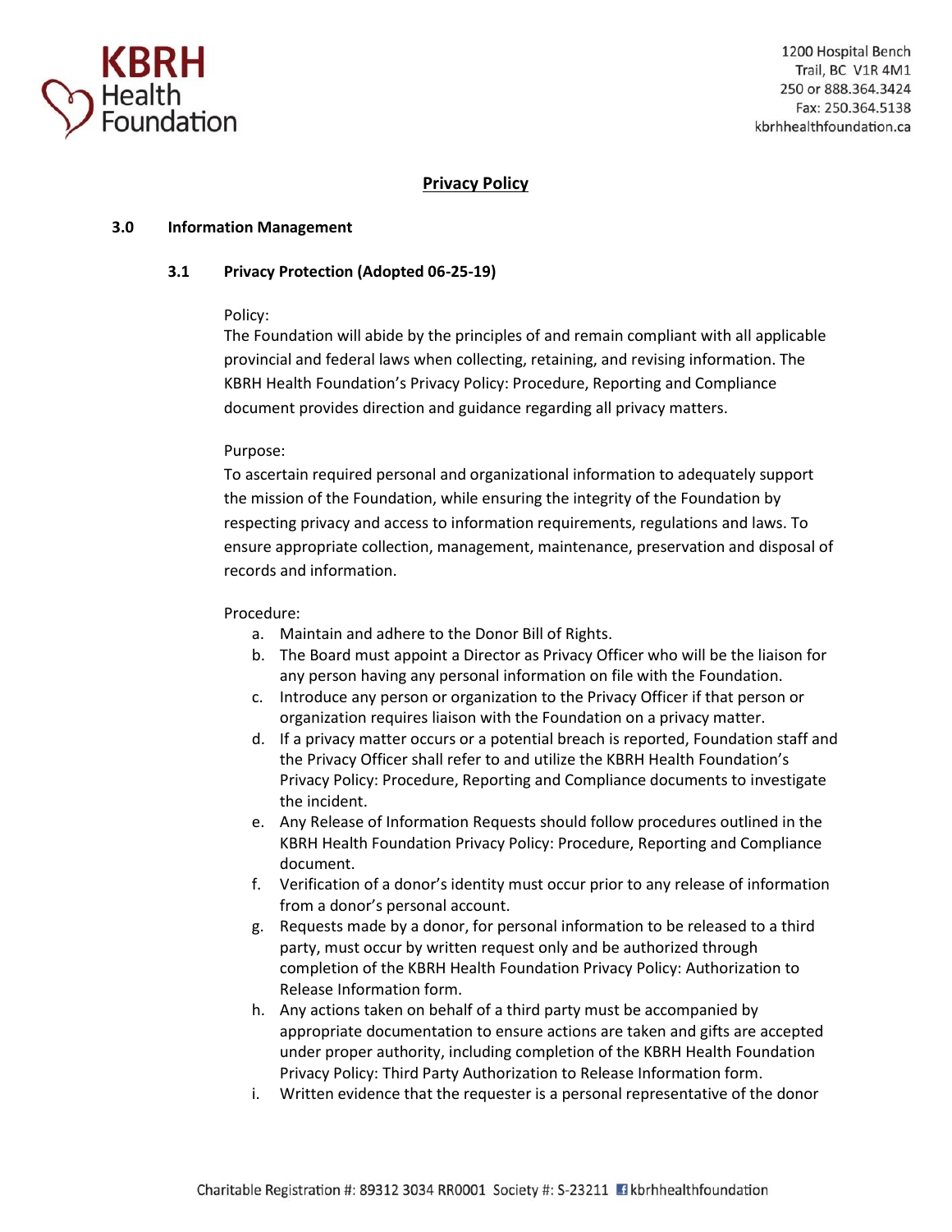**KBRH Health Foundation**

1200 Hospital Bench
Trail, BC V1R 4M1
250 or 888.364.3424
Fax: 250.364.5138
kbrhhealthfoundation.ca

# Privacy Policy

## 3.0 Information Management

### 3.1 Privacy Protection (Adopted 06-25-19)

Policy:
The Foundation will abide by the principles of and remain compliant with all applicable provincial and federal laws when collecting, retaining, and revising information. The KBRH Health Foundation's Privacy Policy: Procedure, Reporting and Compliance document provides direction and guidance regarding all privacy matters.

Purpose:
To ascertain required personal and organizational information to adequately support the mission of the Foundation, while ensuring the integrity of the Foundation by respecting privacy and access to information requirements, regulations and laws. To ensure appropriate collection, management, maintenance, preservation and disposal of records and information.

Procedure:

a. Maintain and adhere to the Donor Bill of Rights.
b. The Board must appoint a Director as Privacy Officer who will be the liaison for any person having any personal information on file with the Foundation.
c. Introduce any person or organization to the Privacy Officer if that person or organization requires liaison with the Foundation on a privacy matter.
d. If a privacy matter occurs or a potential breach is reported, Foundation staff and the Privacy Officer shall refer to and utilize the KBRH Health Foundation's Privacy Policy: Procedure, Reporting and Compliance documents to investigate the incident.
e. Any Release of Information Requests should follow procedures outlined in the KBRH Health Foundation Privacy Policy: Procedure, Reporting and Compliance document.
f. Verification of a donor's identity must occur prior to any release of information from a donor's personal account.
g. Requests made by a donor, for personal information to be released to a third party, must occur by written request only and be authorized through completion of the KBRH Health Foundation Privacy Policy: Authorization to Release Information form.
h. Any actions taken on behalf of a third party must be accompanied by appropriate documentation to ensure actions are taken and gifts are accepted under proper authority, including completion of the KBRH Health Foundation Privacy Policy: Third Party Authorization to Release Information form.
i. Written evidence that the requester is a personal representative of the donor

Charitable Registration #: 89312 3034 RR0001 Society #: S-23211 kbrhhealthfoundation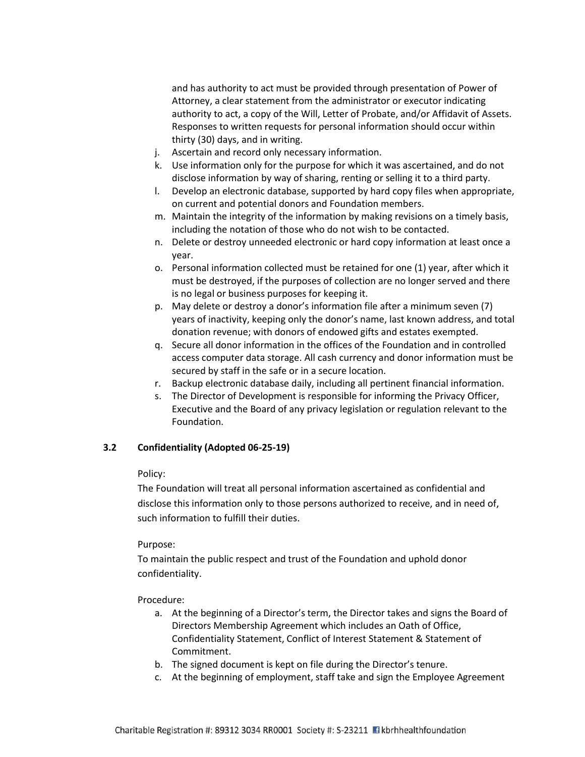and has authority to act must be provided through presentation of Power of Attorney, a clear statement from the administrator or executor indicating authority to act, a copy of the Will, Letter of Probate, and/or Affidavit of Assets. Responses to written requests for personal information should occur within thirty (30) days, and in writing.

j. Ascertain and record only necessary information.
k. Use information only for the purpose for which it was ascertained, and do not disclose information by way of sharing, renting or selling it to a third party.
l. Develop an electronic database, supported by hard copy files when appropriate, on current and potential donors and Foundation members.
m. Maintain the integrity of the information by making revisions on a timely basis, including the notation of those who do not wish to be contacted.
n. Delete or destroy unneeded electronic or hard copy information at least once a year.
o. Personal information collected must be retained for one (1) year, after which it must be destroyed, if the purposes of collection are no longer served and there is no legal or business purposes for keeping it.
p. May delete or destroy a donor's information file after a minimum seven (7) years of inactivity, keeping only the donor's name, last known address, and total donation revenue; with donors of endowed gifts and estates exempted.
q. Secure all donor information in the offices of the Foundation and in controlled access computer data storage. All cash currency and donor information must be secured by staff in the safe or in a secure location.
r. Backup electronic database daily, including all pertinent financial information.
s. The Director of Development is responsible for informing the Privacy Officer, Executive and the Board of any privacy legislation or regulation relevant to the Foundation.

### 3.2 Confidentiality (Adopted 06-25-19)

Policy:
The Foundation will treat all personal information ascertained as confidential and disclose this information only to those persons authorized to receive, and in need of, such information to fulfill their duties.

Purpose:
To maintain the public respect and trust of the Foundation and uphold donor confidentiality.

Procedure:

a. At the beginning of a Director's term, the Director takes and signs the Board of Directors Membership Agreement which includes an Oath of Office, Confidentiality Statement, Conflict of Interest Statement & Statement of Commitment.
b. The signed document is kept on file during the Director's tenure.
c. At the beginning of employment, staff take and sign the Employee Agreement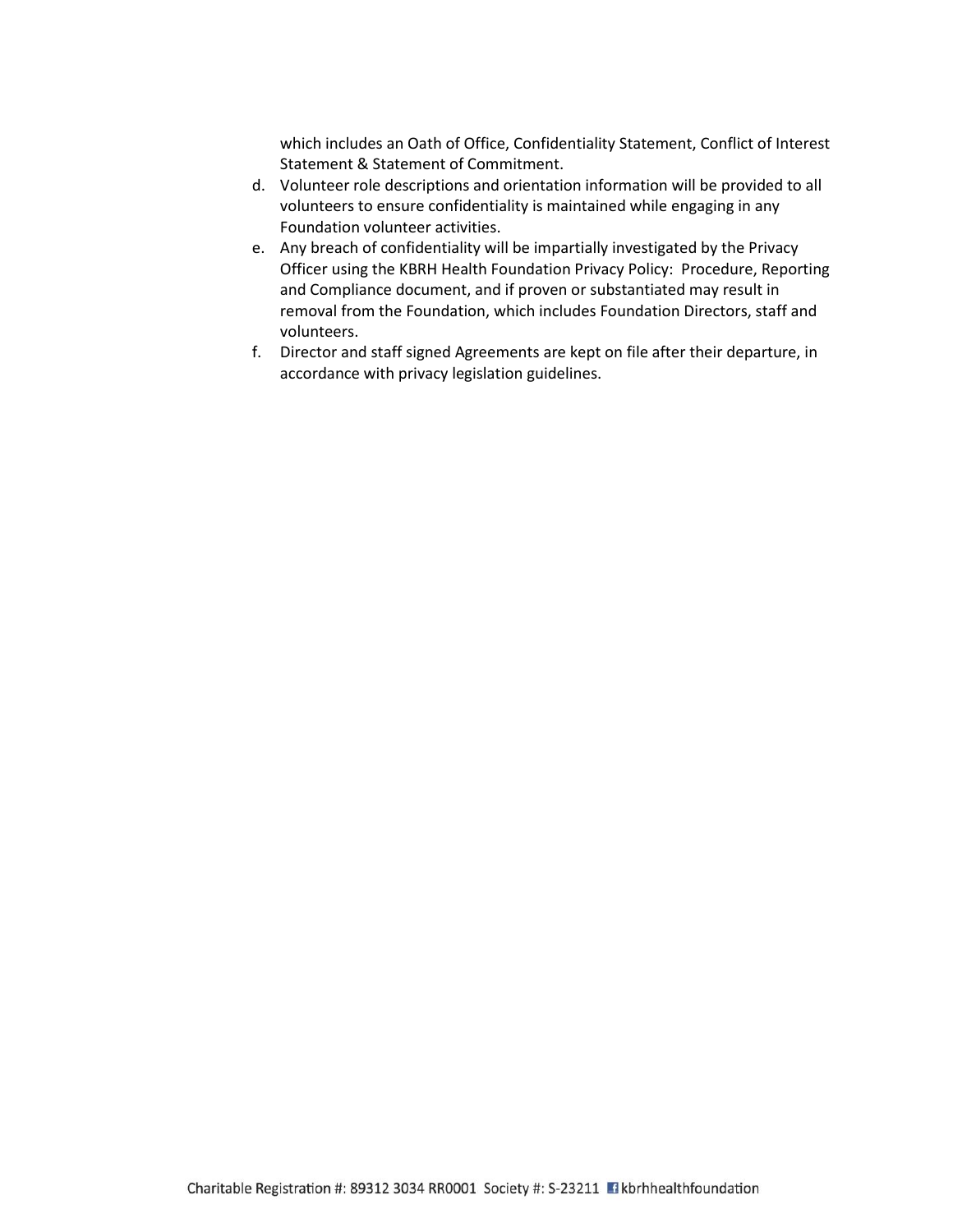which includes an Oath of Office, Confidentiality Statement, Conflict of Interest Statement & Statement of Commitment.

d. Volunteer role descriptions and orientation information will be provided to all volunteers to ensure confidentiality is maintained while engaging in any Foundation volunteer activities.
e. Any breach of confidentiality will be impartially investigated by the Privacy Officer using the KBRH Health Foundation Privacy Policy: Procedure, Reporting and Compliance document, and if proven or substantiated may result in removal from the Foundation, which includes Foundation Directors, staff and volunteers.
f. Director and staff signed Agreements are kept on file after their departure, in accordance with privacy legislation guidelines.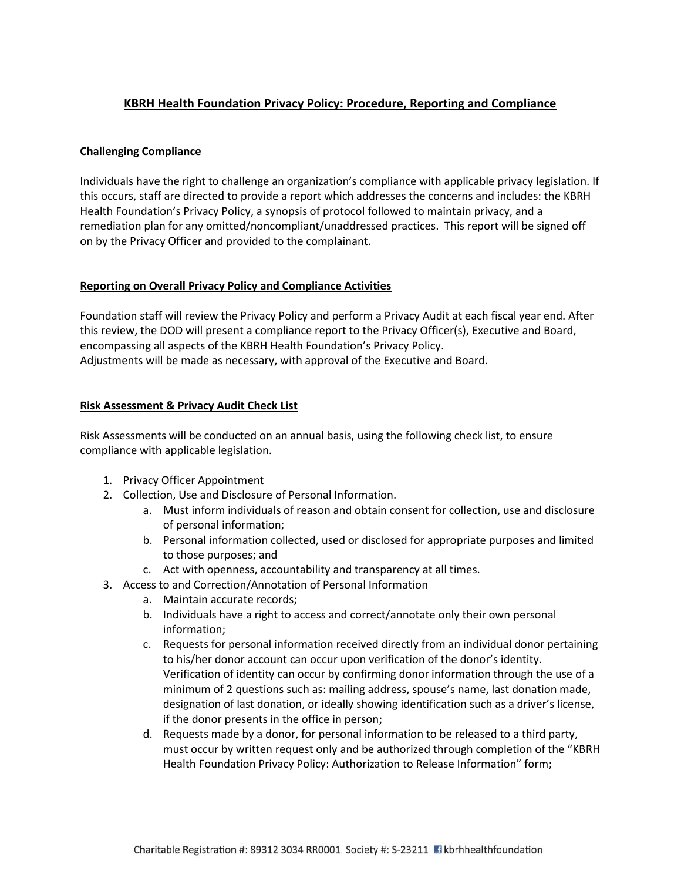## KBRH Health Foundation Privacy Policy: Procedure, Reporting and Compliance

### Challenging Compliance

Individuals have the right to challenge an organization's compliance with applicable privacy legislation. If this occurs, staff are directed to provide a report which addresses the concerns and includes: the KBRH Health Foundation's Privacy Policy, a synopsis of protocol followed to maintain privacy, and a remediation plan for any omitted/noncompliant/unaddressed practices. This report will be signed off on by the Privacy Officer and provided to the complainant.

### Reporting on Overall Privacy Policy and Compliance Activities

Foundation staff will review the Privacy Policy and perform a Privacy Audit at each fiscal year end. After this review, the DOD will present a compliance report to the Privacy Officer(s), Executive and Board, encompassing all aspects of the KBRH Health Foundation's Privacy Policy.
Adjustments will be made as necessary, with approval of the Executive and Board.

### Risk Assessment & Privacy Audit Check List

Risk Assessments will be conducted on an annual basis, using the following check list, to ensure compliance with applicable legislation.

1. Privacy Officer Appointment
2. Collection, Use and Disclosure of Personal Information.
    a. Must inform individuals of reason and obtain consent for collection, use and disclosure of personal information;
    b. Personal information collected, used or disclosed for appropriate purposes and limited to those purposes; and
    c. Act with openness, accountability and transparency at all times.
3. Access to and Correction/Annotation of Personal Information
    a. Maintain accurate records;
    b. Individuals have a right to access and correct/annotate only their own personal information;
    c. Requests for personal information received directly from an individual donor pertaining to his/her donor account can occur upon verification of the donor's identity. Verification of identity can occur by confirming donor information through the use of a minimum of 2 questions such as: mailing address, spouse's name, last donation made, designation of last donation, or ideally showing identification such as a driver's license, if the donor presents in the office in person;
    d. Requests made by a donor, for personal information to be released to a third party, must occur by written request only and be authorized through completion of the "KBRH Health Foundation Privacy Policy: Authorization to Release Information" form;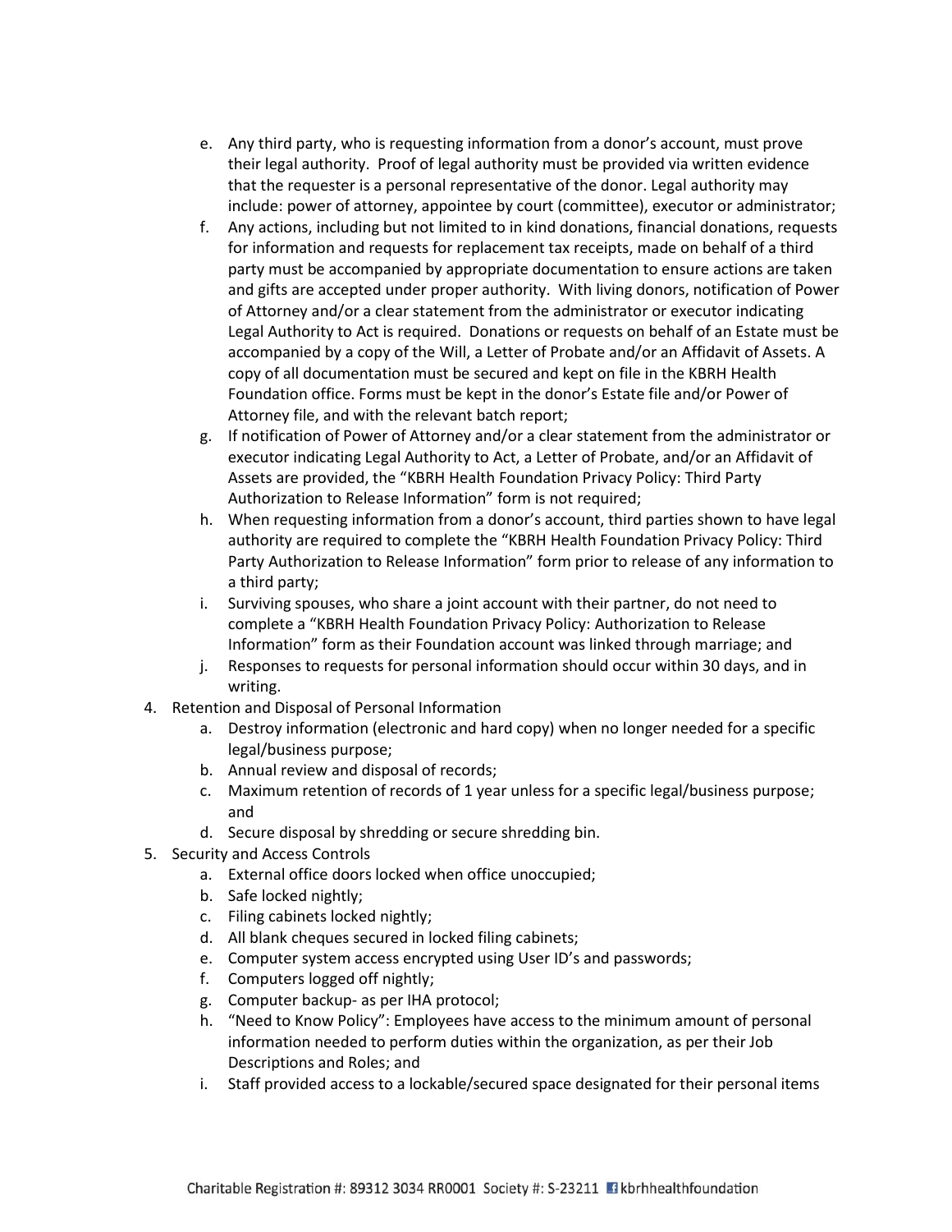e. Any third party, who is requesting information from a donor's account, must prove their legal authority. Proof of legal authority must be provided via written evidence that the requester is a personal representative of the donor. Legal authority may include: power of attorney, appointee by court (committee), executor or administrator;
   f. Any actions, including but not limited to in kind donations, financial donations, requests for information and requests for replacement tax receipts, made on behalf of a third party must be accompanied by appropriate documentation to ensure actions are taken and gifts are accepted under proper authority. With living donors, notification of Power of Attorney and/or a clear statement from the administrator or executor indicating Legal Authority to Act is required. Donations or requests on behalf of an Estate must be accompanied by a copy of the Will, a Letter of Probate and/or an Affidavit of Assets. A copy of all documentation must be secured and kept on file in the KBRH Health Foundation office. Forms must be kept in the donor's Estate file and/or Power of Attorney file, and with the relevant batch report;
   g. If notification of Power of Attorney and/or a clear statement from the administrator or executor indicating Legal Authority to Act, a Letter of Probate, and/or an Affidavit of Assets are provided, the "KBRH Health Foundation Privacy Policy: Third Party Authorization to Release Information" form is not required;
   h. When requesting information from a donor's account, third parties shown to have legal authority are required to complete the "KBRH Health Foundation Privacy Policy: Third Party Authorization to Release Information" form prior to release of any information to a third party;
   i. Surviving spouses, who share a joint account with their partner, do not need to complete a "KBRH Health Foundation Privacy Policy: Authorization to Release Information" form as their Foundation account was linked through marriage; and
   j. Responses to requests for personal information should occur within 30 days, and in writing.

4. Retention and Disposal of Personal Information
   a. Destroy information (electronic and hard copy) when no longer needed for a specific legal/business purpose;
   b. Annual review and disposal of records;
   c. Maximum retention of records of 1 year unless for a specific legal/business purpose; and
   d. Secure disposal by shredding or secure shredding bin.
5. Security and Access Controls
   a. External office doors locked when office unoccupied;
   b. Safe locked nightly;
   c. Filing cabinets locked nightly;
   d. All blank cheques secured in locked filing cabinets;
   e. Computer system access encrypted using User ID's and passwords;
   f. Computers logged off nightly;
   g. Computer backup- as per IHA protocol;
   h. "Need to Know Policy": Employees have access to the minimum amount of personal information needed to perform duties within the organization, as per their Job Descriptions and Roles; and
   i. Staff provided access to a lockable/secured space designated for their personal items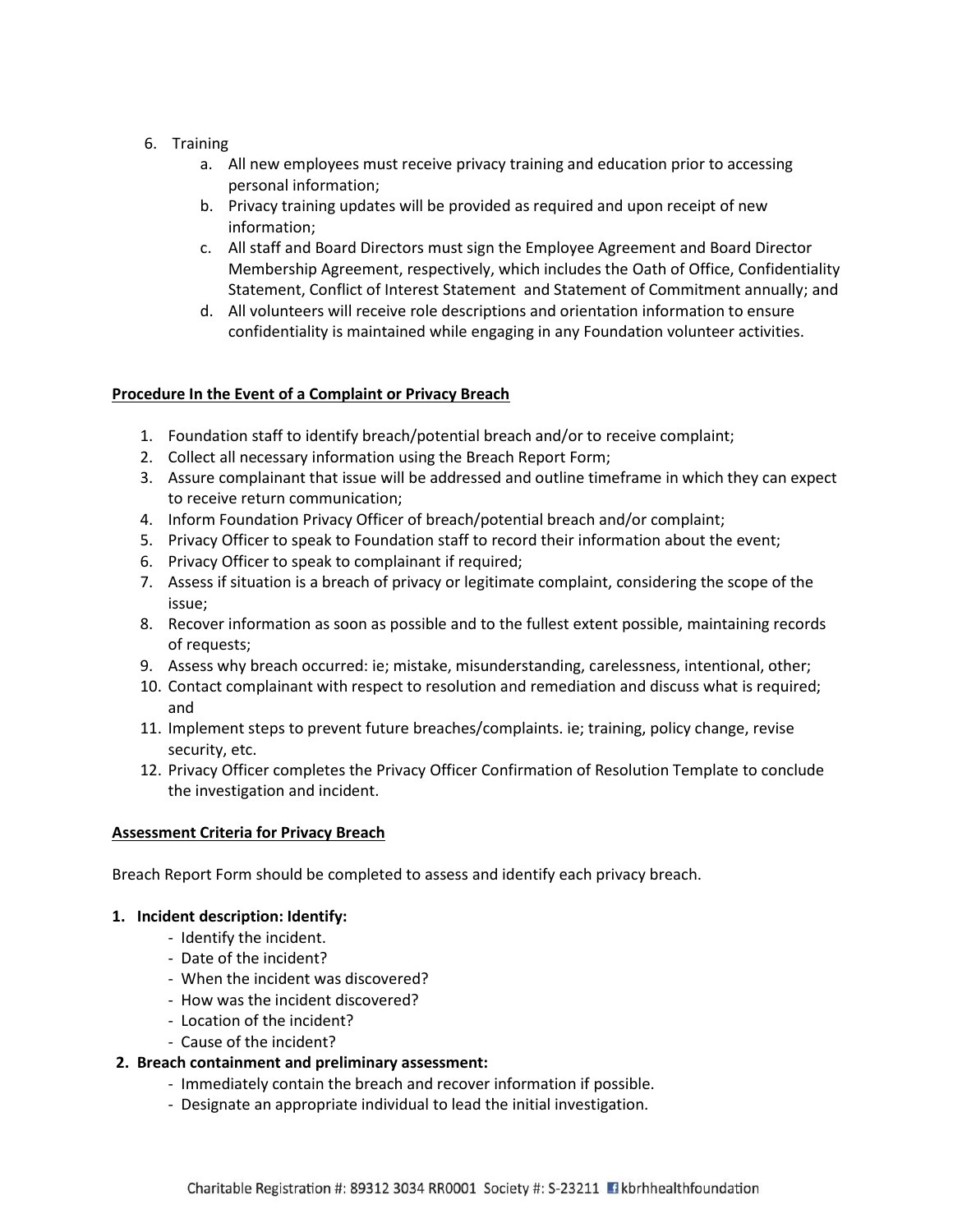6. Training
   a. All new employees must receive privacy training and education prior to accessing personal information;
   b. Privacy training updates will be provided as required and upon receipt of new information;
   c. All staff and Board Directors must sign the Employee Agreement and Board Director Membership Agreement, respectively, which includes the Oath of Office, Confidentiality Statement, Conflict of Interest Statement and Statement of Commitment annually; and
   d. All volunteers will receive role descriptions and orientation information to ensure confidentiality is maintained while engaging in any Foundation volunteer activities.

**Procedure In the Event of a Complaint or Privacy Breach**

1. Foundation staff to identify breach/potential breach and/or to receive complaint;
2. Collect all necessary information using the Breach Report Form;
3. Assure complainant that issue will be addressed and outline timeframe in which they can expect to receive return communication;
4. Inform Foundation Privacy Officer of breach/potential breach and/or complaint;
5. Privacy Officer to speak to Foundation staff to record their information about the event;
6. Privacy Officer to speak to complainant if required;
7. Assess if situation is a breach of privacy or legitimate complaint, considering the scope of the issue;
8. Recover information as soon as possible and to the fullest extent possible, maintaining records of requests;
9. Assess why breach occurred: ie; mistake, misunderstanding, carelessness, intentional, other;
10. Contact complainant with respect to resolution and remediation and discuss what is required; and
11. Implement steps to prevent future breaches/complaints. ie; training, policy change, revise security, etc.
12. Privacy Officer completes the Privacy Officer Confirmation of Resolution Template to conclude the investigation and incident.

**Assessment Criteria for Privacy Breach**

Breach Report Form should be completed to assess and identify each privacy breach.

**1. Incident description: Identify:**
   - Identify the incident.
   - Date of the incident?
   - When the incident was discovered?
   - How was the incident discovered?
   - Location of the incident?
   - Cause of the incident?

**2. Breach containment and preliminary assessment:**
   - Immediately contain the breach and recover information if possible.
   - Designate an appropriate individual to lead the initial investigation.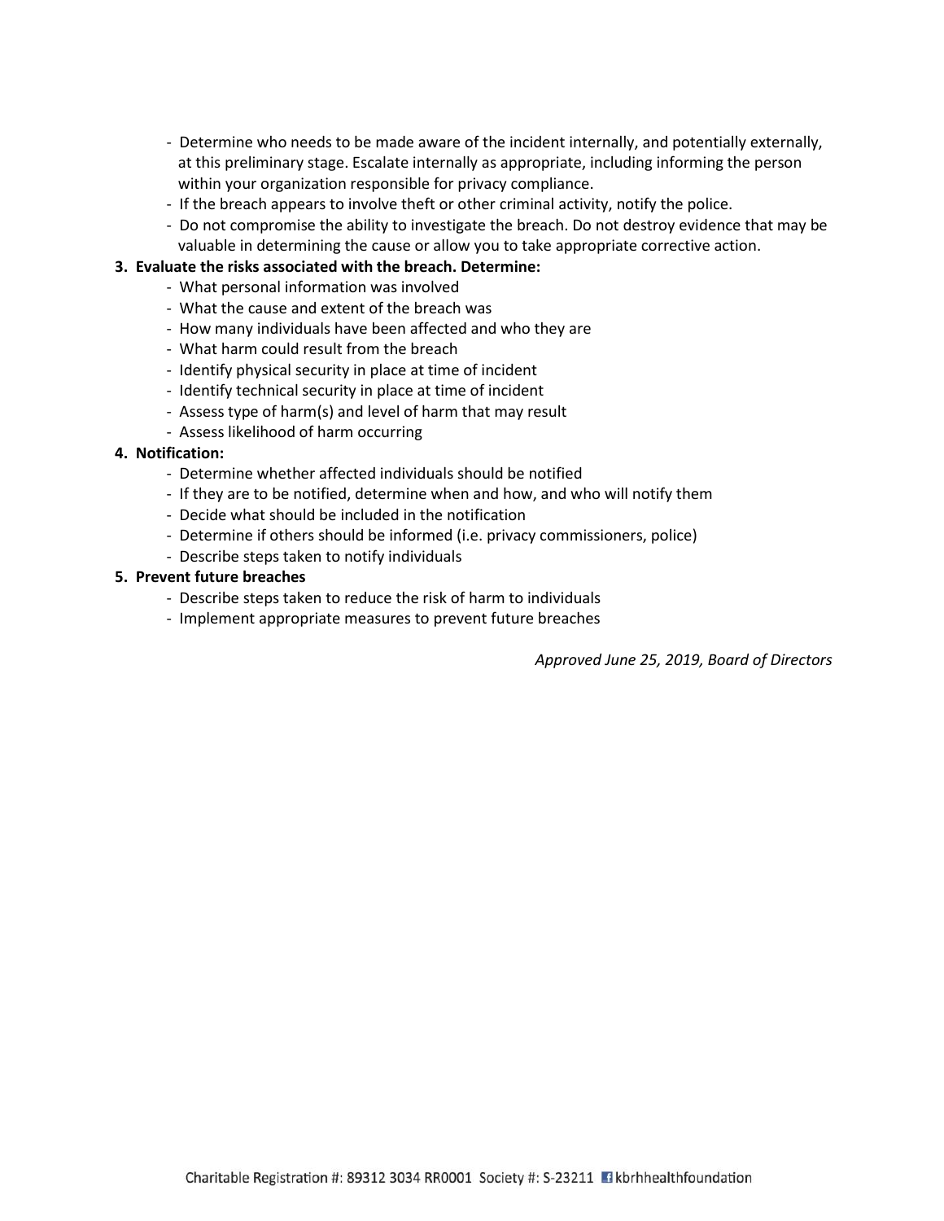- Determine who needs to be made aware of the incident internally, and potentially externally, at this preliminary stage. Escalate internally as appropriate, including informing the person within your organization responsible for privacy compliance.
- If the breach appears to involve theft or other criminal activity, notify the police.
- Do not compromise the ability to investigate the breach. Do not destroy evidence that may be valuable in determining the cause or allow you to take appropriate corrective action.

3. **Evaluate the risks associated with the breach. Determine:**
    - What personal information was involved
    - What the cause and extent of the breach was
    - How many individuals have been affected and who they are
    - What harm could result from the breach
    - Identify physical security in place at time of incident
    - Identify technical security in place at time of incident
    - Assess type of harm(s) and level of harm that may result
    - Assess likelihood of harm occurring
4. **Notification:**
    - Determine whether affected individuals should be notified
    - If they are to be notified, determine when and how, and who will notify them
    - Decide what should be included in the notification
    - Determine if others should be informed (i.e. privacy commissioners, police)
    - Describe steps taken to notify individuals
5. **Prevent future breaches**
    - Describe steps taken to reduce the risk of harm to individuals
    - Implement appropriate measures to prevent future breaches

*Approved June 25, 2019, Board of Directors*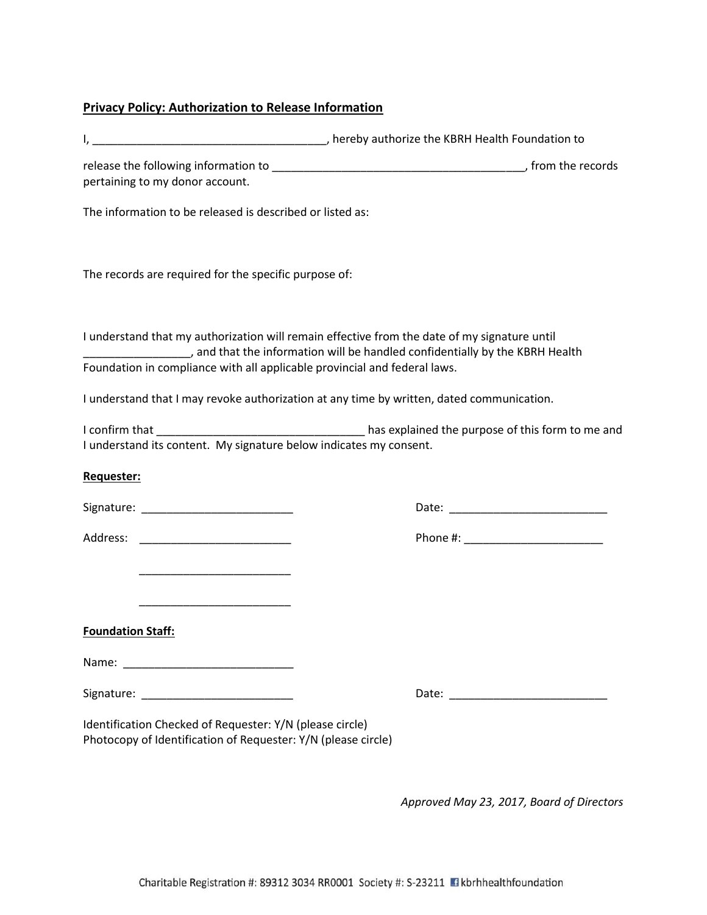**Privacy Policy: Authorization to Release Information**

I, ______________________________________, hereby authorize the KBRH Health Foundation to

release the following information to _________________________________________, from the records pertaining to my donor account.

The information to be released is described or listed as:

The records are required for the specific purpose of:

I understand that my authorization will remain effective from the date of my signature until _________________, and that the information will be handled confidentially by the KBRH Health Foundation in compliance with all applicable provincial and federal laws.

I understand that I may revoke authorization at any time by written, dated communication.

I confirm that _________________________________ has explained the purpose of this form to me and I understand its content. My signature below indicates my consent.

**Requester:**

Signature: ________________________ Date: _________________________

Address: ________________________ Phone #: ______________________

________________________

________________________

**Foundation Staff:**

Name: ___________________________

Signature: ________________________ Date: _________________________

Identification Checked of Requester: Y/N (please circle)
Photocopy of Identification of Requester: Y/N (please circle)

*Approved May 23, 2017, Board of Directors*

Charitable Registration #: 89312 3034 RR0001 Society #: S-23211 kbrhhealthfoundation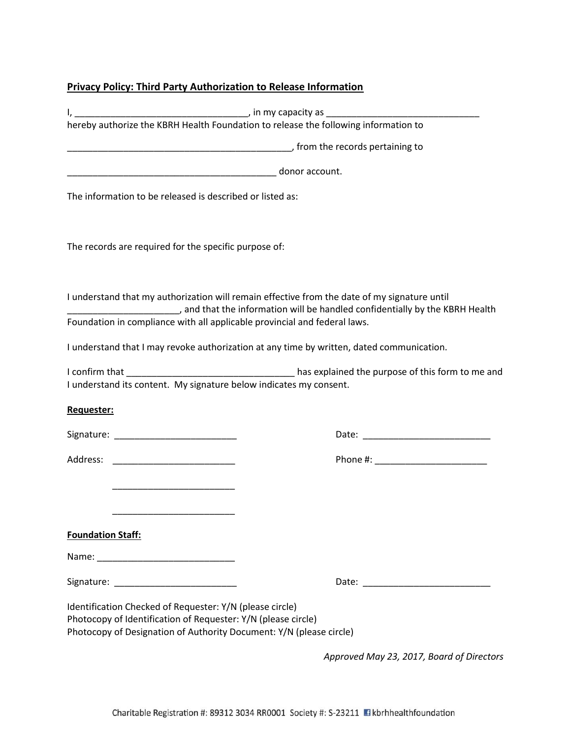**Privacy Policy: Third Party Authorization to Release Information**

I, ___________________________________, in my capacity as _______________________________ hereby authorize the KBRH Health Foundation to release the following information to

_____________________________________________, from the records pertaining to

__________________________________________ donor account.

The information to be released is described or listed as:

The records are required for the specific purpose of:

I understand that my authorization will remain effective from the date of my signature until ______________________, and that the information will be handled confidentially by the KBRH Health Foundation in compliance with all applicable provincial and federal laws.

I understand that I may revoke authorization at any time by written, dated communication.

I confirm that _________________________________ has explained the purpose of this form to me and I understand its content. My signature below indicates my consent.

**Requester:**

Signature: ________________________ Date: _________________________

Address: ________________________ Phone #: ______________________

________________________

________________________

**Foundation Staff:**

Name: ___________________________

Signature: ________________________ Date: _________________________

Identification Checked of Requester: Y/N (please circle)
Photocopy of Identification of Requester: Y/N (please circle)
Photocopy of Designation of Authority Document: Y/N (please circle)

*Approved May 23, 2017, Board of Directors*

Charitable Registration #: 89312 3034 RR0001 Society #: S-23211 kbrhhealthfoundation